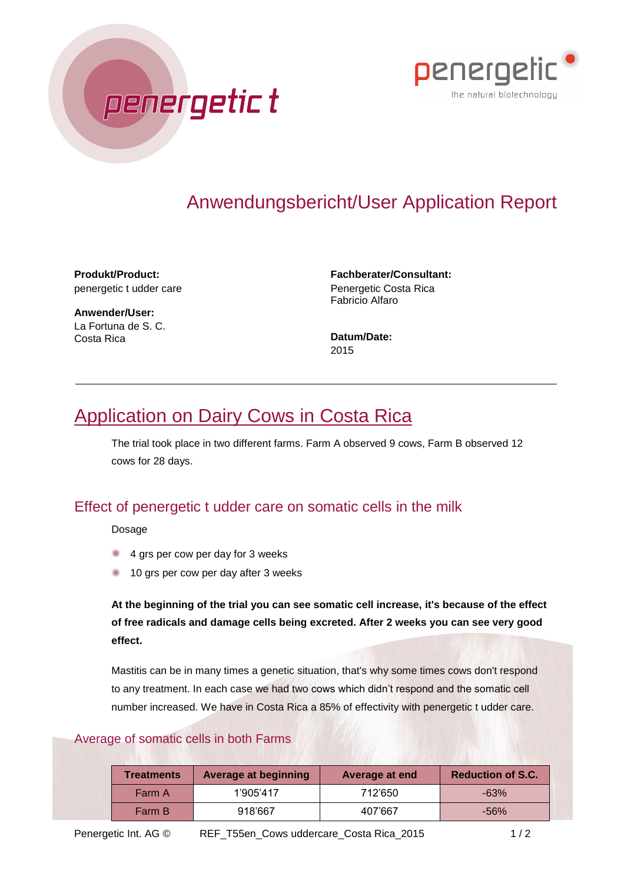# Anwendungsbericht/User Application Report

**Produkt/Product:**
penergetic t udder care

**Anwender/User:**
La Fortuna de S. C.
Costa Rica

**Fachberater/Consultant:**
Penergetic Costa Rica
Fabricio Alfaro

**Datum/Date:**
2015

---

## Application on Dairy Cows in Costa Rica

The trial took place in two different farms. Farm A observed 9 cows, Farm B observed 12 cows for 28 days.

### Effect of penergetic t udder care on somatic cells in the milk

Dosage

- 4 grs per cow per day for 3 weeks
- 10 grs per cow per day after 3 weeks

**At the beginning of the trial you can see somatic cell increase, it's because of the effect of free radicals and damage cells being excreted. After 2 weeks you can see very good effect.**

Mastitis can be in many times a genetic situation, that's why some times cows don't respond to any treatment. In each case we had two cows which didn't respond and the somatic cell number increased. We have in Costa Rica a 85% of effectivity with penergetic t udder care.

### Average of somatic cells in both Farms

| Treatments | Average at beginning | Average at end | Reduction of S.C. |
|---|---|---|---|
| Farm A | 1'905'417 | 712'650 | -63% |
| Farm B | 918'667 | 407'667 | -56% |

Penergetic Int. AG © REF_T55en_Cows uddercare_Costa Rica_2015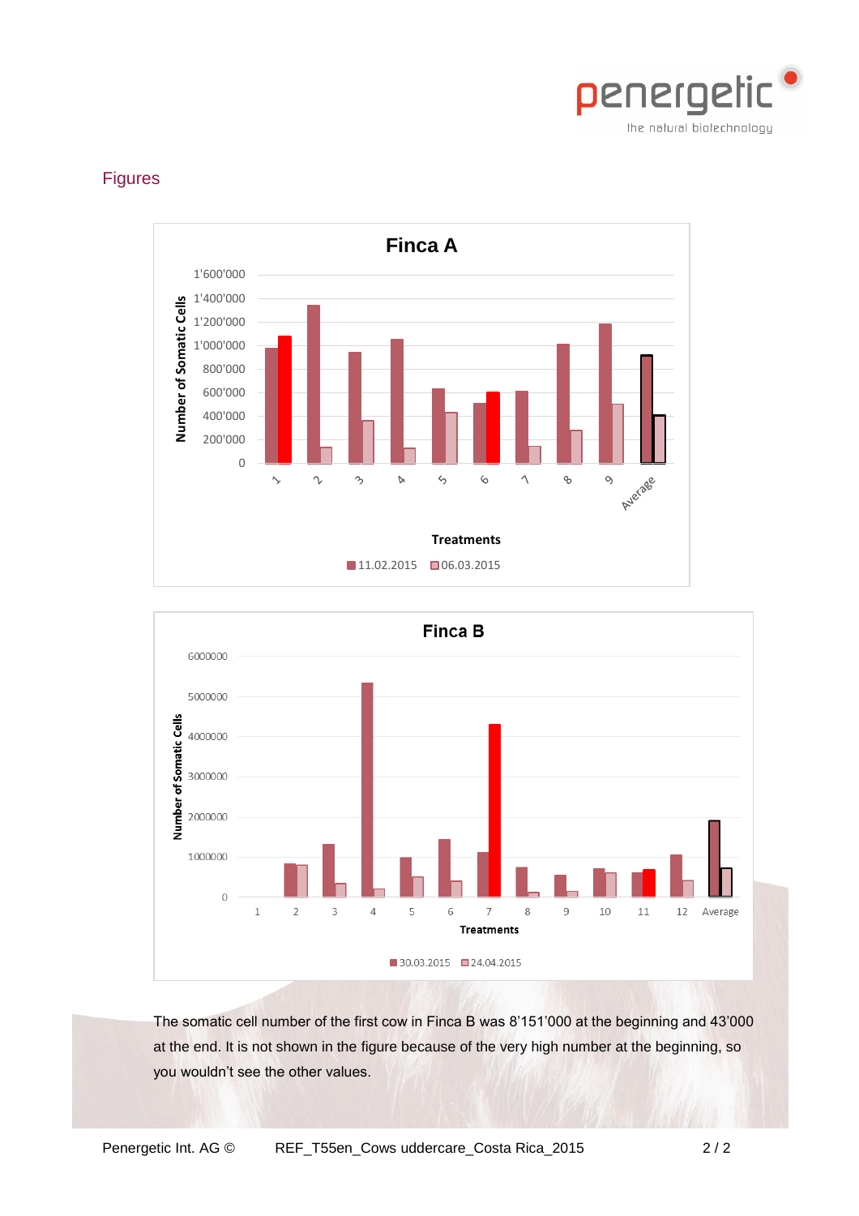## Figures

Finca A

1'600'000
1'400'000
1'200'000
1'000'000
800'000
600'000
400'000
200'000
0

Number of Somatic Cells

1 2 3 4 5 6 7 8 9 Average

Treatments

11.02.2015 06.03.2015

Finca B

6000000
5000000
4000000
3000000
2000000
1000000
0

Number of Somatic Cells

1 2 3 4 5 6 7 8 9 10 11 12 Average

Treatments

30.03.2015 24.04.2015

The somatic cell number of the first cow in Finca B was 8'151'000 at the beginning and 43'000 at the end. It is not shown in the figure because of the very high number at the beginning, so you wouldn't see the other values.

Penergetic Int. AG © REF_T55en_Cows uddercare_Costa Rica_2015